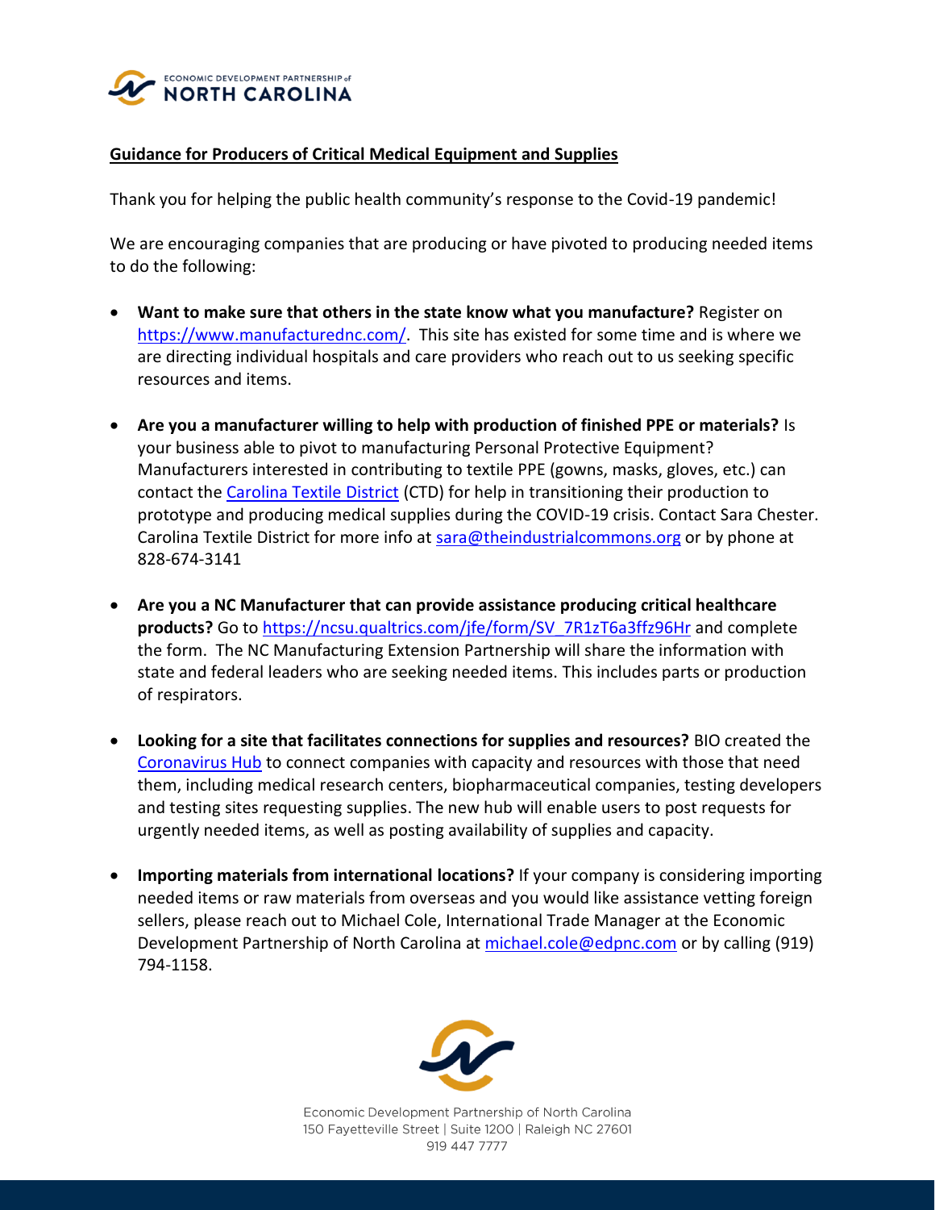ECONOMIC DEVELOPMENT PARTNERSHIP of NORTH CAROLINA

## Guidance for Producers of Critical Medical Equipment and Supplies

Thank you for helping the public health community's response to the Covid-19 pandemic!

We are encouraging companies that are producing or have pivoted to producing needed items to do the following:

- **Want to make sure that others in the state know what you manufacture?** Register on https://www.manufacturednc.com/. This site has existed for some time and is where we are directing individual hospitals and care providers who reach out to us seeking specific resources and items.

- **Are you a manufacturer willing to help with production of finished PPE or materials?** Is your business able to pivot to manufacturing Personal Protective Equipment? Manufacturers interested in contributing to textile PPE (gowns, masks, gloves, etc.) can contact the Carolina Textile District (CTD) for help in transitioning their production to prototype and producing medical supplies during the COVID-19 crisis. Contact Sara Chester. Carolina Textile District for more info at sara@theindustrialcommons.org or by phone at 828-674-3141

- **Are you a NC Manufacturer that can provide assistance producing critical healthcare products?** Go to https://ncsu.qualtrics.com/jfe/form/SV_7R1zT6a3ffz96Hr and complete the form. The NC Manufacturing Extension Partnership will share the information with state and federal leaders who are seeking needed items. This includes parts or production of respirators.

- **Looking for a site that facilitates connections for supplies and resources?** BIO created the Coronavirus Hub to connect companies with capacity and resources with those that need them, including medical research centers, biopharmaceutical companies, testing developers and testing sites requesting supplies. The new hub will enable users to post requests for urgently needed items, as well as posting availability of supplies and capacity.

- **Importing materials from international locations?** If your company is considering importing needed items or raw materials from overseas and you would like assistance vetting foreign sellers, please reach out to Michael Cole, International Trade Manager at the Economic Development Partnership of North Carolina at michael.cole@edpnc.com or by calling (919) 794-1158.

Economic Development Partnership of North Carolina
150 Fayetteville Street | Suite 1200 | Raleigh NC 27601
919 447 7777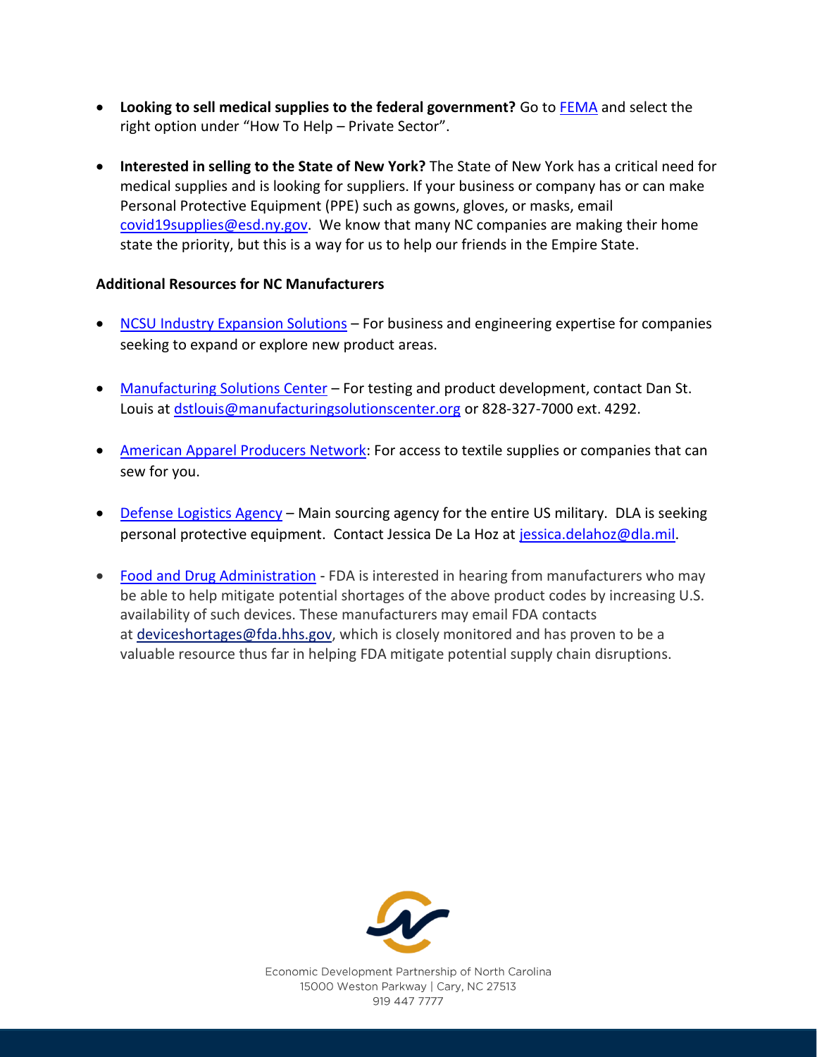- **Looking to sell medical supplies to the federal government?** Go to FEMA and select the right option under "How To Help – Private Sector".

- **Interested in selling to the State of New York?** The State of New York has a critical need for medical supplies and is looking for suppliers. If your business or company has or can make Personal Protective Equipment (PPE) such as gowns, gloves, or masks, email covid19supplies@esd.ny.gov. We know that many NC companies are making their home state the priority, but this is a way for us to help our friends in the Empire State.

**Additional Resources for NC Manufacturers**

- NCSU Industry Expansion Solutions – For business and engineering expertise for companies seeking to expand or explore new product areas.

- Manufacturing Solutions Center – For testing and product development, contact Dan St. Louis at dstlouis@manufacturingsolutionscenter.org or 828-327-7000 ext. 4292.

- American Apparel Producers Network: For access to textile supplies or companies that can sew for you.

- Defense Logistics Agency – Main sourcing agency for the entire US military. DLA is seeking personal protective equipment. Contact Jessica De La Hoz at jessica.delahoz@dla.mil.

- Food and Drug Administration - FDA is interested in hearing from manufacturers who may be able to help mitigate potential shortages of the above product codes by increasing U.S. availability of such devices. These manufacturers may email FDA contacts at deviceshortages@fda.hhs.gov, which is closely monitored and has proven to be a valuable resource thus far in helping FDA mitigate potential supply chain disruptions.

Economic Development Partnership of North Carolina
15000 Weston Parkway | Cary, NC 27513
919 447 7777